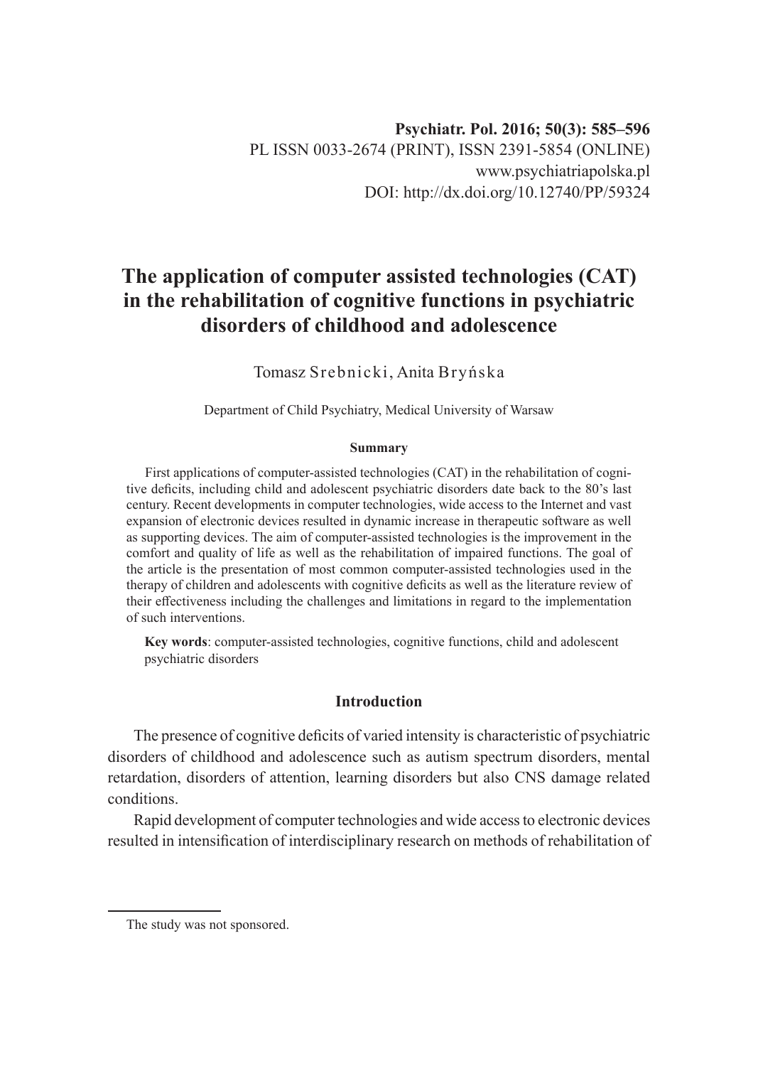# The application of computer assisted technologies (CAT) in the rehabilitation of cognitive functions in psychiatric disorders of childhood and adolescence

Tomasz Srebnicki, Anita Bryńska

Department of Child Psychiatry, Medical University of Warsaw

### Summary

First applications of computer-assisted technologies (CAT) in the rehabilitation of cognitive deficits, including child and adolescent psychiatric disorders date back to the 80's last century. Recent developments in computer technologies, wide access to the Internet and vast expansion of electronic devices resulted in dynamic increase in therapeutic software as well as supporting devices. The aim of computer-assisted technologies is the improvement in the comfort and quality of life as well as the rehabilitation of impaired functions. The goal of the article is the presentation of most common computer-assisted technologies used in the therapy of children and adolescents with cognitive deficits as well as the literature review of their effectiveness including the challenges and limitations in regard to the implementation of such interventions.

**Key words**: computer-assisted technologies, cognitive functions, child and adolescent psychiatric disorders

## Introduction

The presence of cognitive deficits of varied intensity is characteristic of psychiatric disorders of childhood and adolescence such as autism spectrum disorders, mental retardation, disorders of attention, learning disorders but also CNS damage related conditions.

Rapid development of computer technologies and wide access to electronic devices resulted in intensification of interdisciplinary research on methods of rehabilitation of

The study was not sponsored.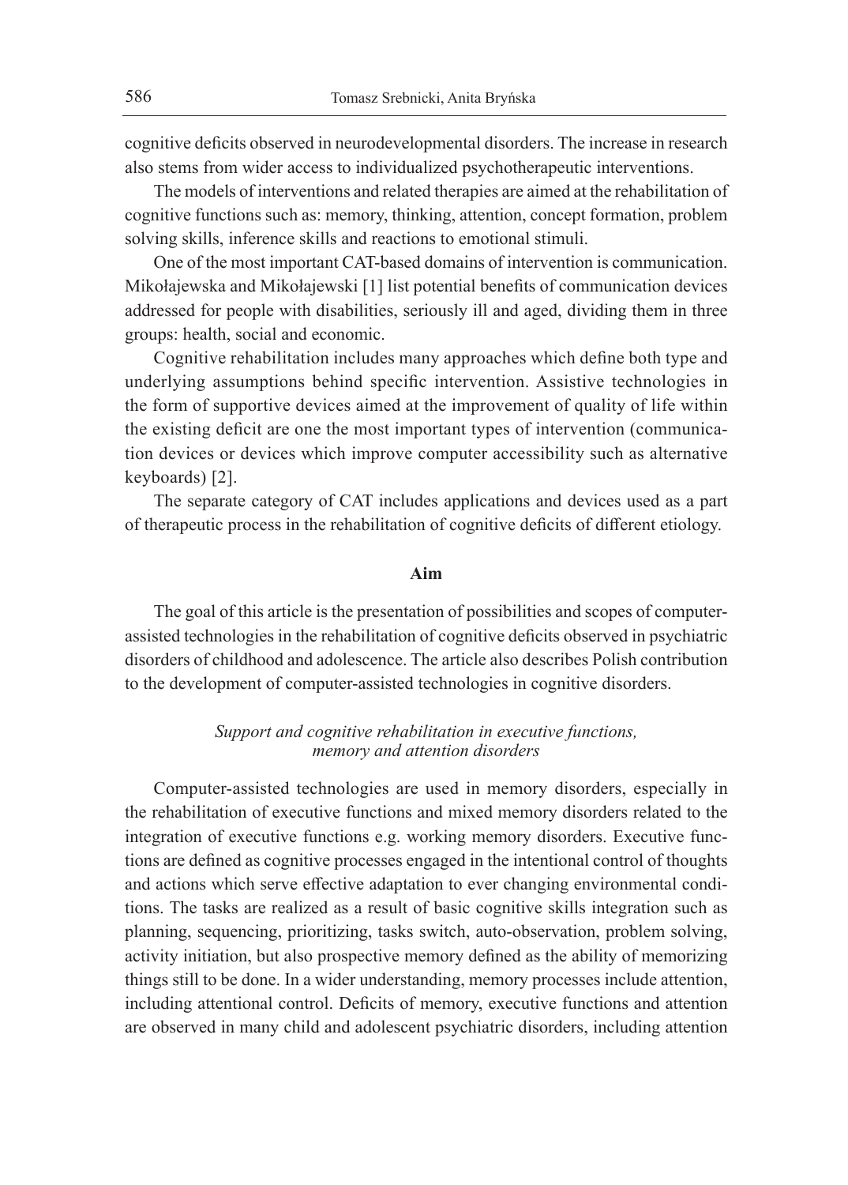cognitive deficits observed in neurodevelopmental disorders. The increase in research also stems from wider access to individualized psychotherapeutic interventions.

The models of interventions and related therapies are aimed at the rehabilitation of cognitive functions such as: memory, thinking, attention, concept formation, problem solving skills, inference skills and reactions to emotional stimuli.

One of the most important CAT-based domains of intervention is communication. Mikołajewska and Mikołajewski [1] list potential benefits of communication devices addressed for people with disabilities, seriously ill and aged, dividing them in three groups: health, social and economic.

Cognitive rehabilitation includes many approaches which define both type and underlying assumptions behind specific intervention. Assistive technologies in the form of supportive devices aimed at the improvement of quality of life within the existing deficit are one the most important types of intervention (communication devices or devices which improve computer accessibility such as alternative keyboards) [2].

The separate category of CAT includes applications and devices used as a part of therapeutic process in the rehabilitation of cognitive deficits of different etiology.

## Aim

The goal of this article is the presentation of possibilities and scopes of computer-assisted technologies in the rehabilitation of cognitive deficits observed in psychiatric disorders of childhood and adolescence. The article also describes Polish contribution to the development of computer-assisted technologies in cognitive disorders.

### *Support and cognitive rehabilitation in executive functions, memory and attention disorders*

Computer-assisted technologies are used in memory disorders, especially in the rehabilitation of executive functions and mixed memory disorders related to the integration of executive functions e.g. working memory disorders. Executive functions are defined as cognitive processes engaged in the intentional control of thoughts and actions which serve effective adaptation to ever changing environmental conditions. The tasks are realized as a result of basic cognitive skills integration such as planning, sequencing, prioritizing, tasks switch, auto-observation, problem solving, activity initiation, but also prospective memory defined as the ability of memorizing things still to be done. In a wider understanding, memory processes include attention, including attentional control. Deficits of memory, executive functions and attention are observed in many child and adolescent psychiatric disorders, including attention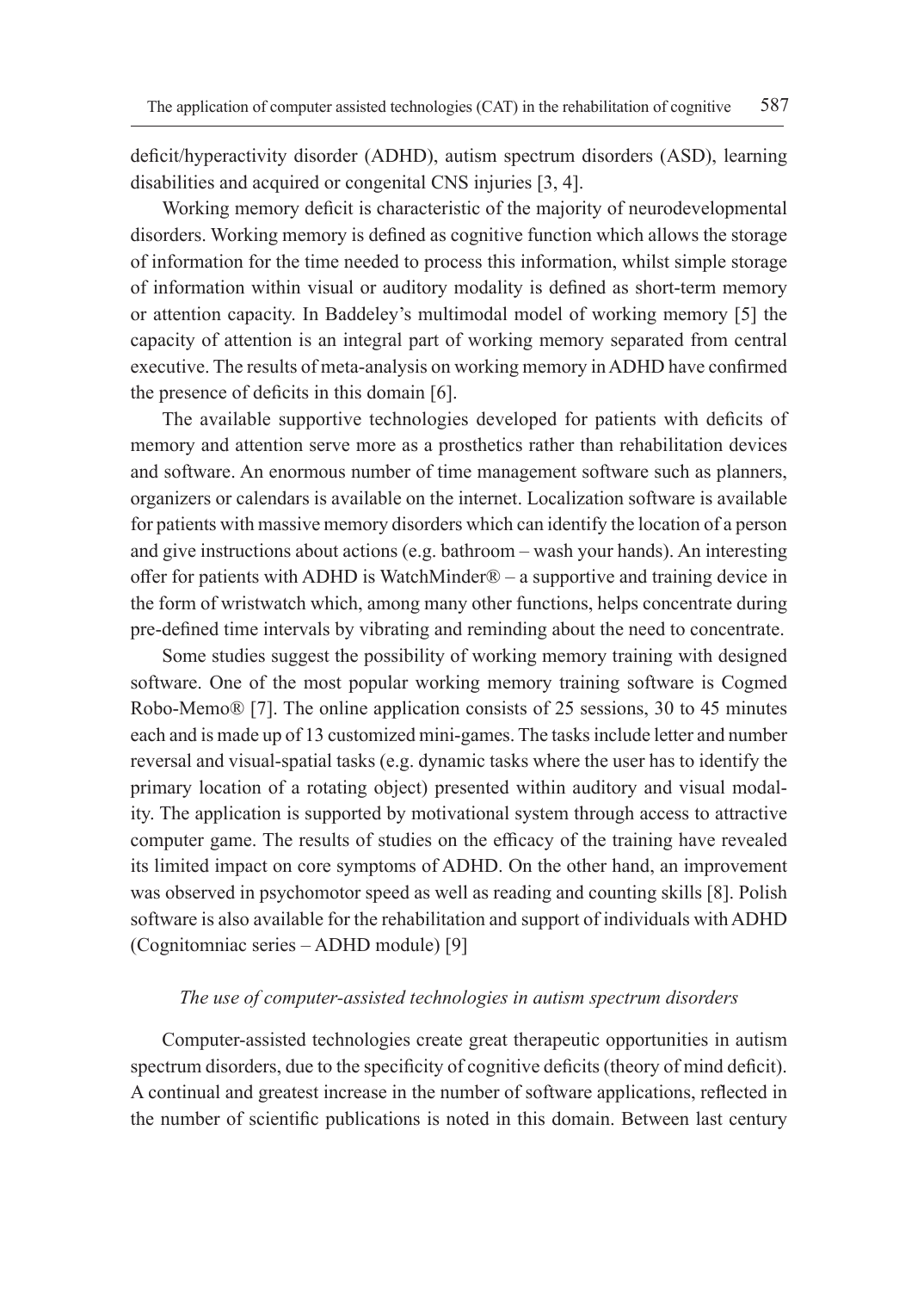deficit/hyperactivity disorder (ADHD), autism spectrum disorders (ASD), learning disabilities and acquired or congenital CNS injuries [3, 4].

Working memory deficit is characteristic of the majority of neurodevelopmental disorders. Working memory is defined as cognitive function which allows the storage of information for the time needed to process this information, whilst simple storage of information within visual or auditory modality is defined as short-term memory or attention capacity. In Baddeley's multimodal model of working memory [5] the capacity of attention is an integral part of working memory separated from central executive. The results of meta-analysis on working memory in ADHD have confirmed the presence of deficits in this domain [6].

The available supportive technologies developed for patients with deficits of memory and attention serve more as a prosthetics rather than rehabilitation devices and software. An enormous number of time management software such as planners, organizers or calendars is available on the internet. Localization software is available for patients with massive memory disorders which can identify the location of a person and give instructions about actions (e.g. bathroom – wash your hands). An interesting offer for patients with ADHD is WatchMinder® – a supportive and training device in the form of wristwatch which, among many other functions, helps concentrate during pre-defined time intervals by vibrating and reminding about the need to concentrate.

Some studies suggest the possibility of working memory training with designed software. One of the most popular working memory training software is Cogmed Robo-Memo® [7]. The online application consists of 25 sessions, 30 to 45 minutes each and is made up of 13 customized mini-games. The tasks include letter and number reversal and visual-spatial tasks (e.g. dynamic tasks where the user has to identify the primary location of a rotating object) presented within auditory and visual modality. The application is supported by motivational system through access to attractive computer game. The results of studies on the efficacy of the training have revealed its limited impact on core symptoms of ADHD. On the other hand, an improvement was observed in psychomotor speed as well as reading and counting skills [8]. Polish software is also available for the rehabilitation and support of individuals with ADHD (Cognitomniac series – ADHD module) [9]

### *The use of computer-assisted technologies in autism spectrum disorders*

Computer-assisted technologies create great therapeutic opportunities in autism spectrum disorders, due to the specificity of cognitive deficits (theory of mind deficit). A continual and greatest increase in the number of software applications, reflected in the number of scientific publications is noted in this domain. Between last century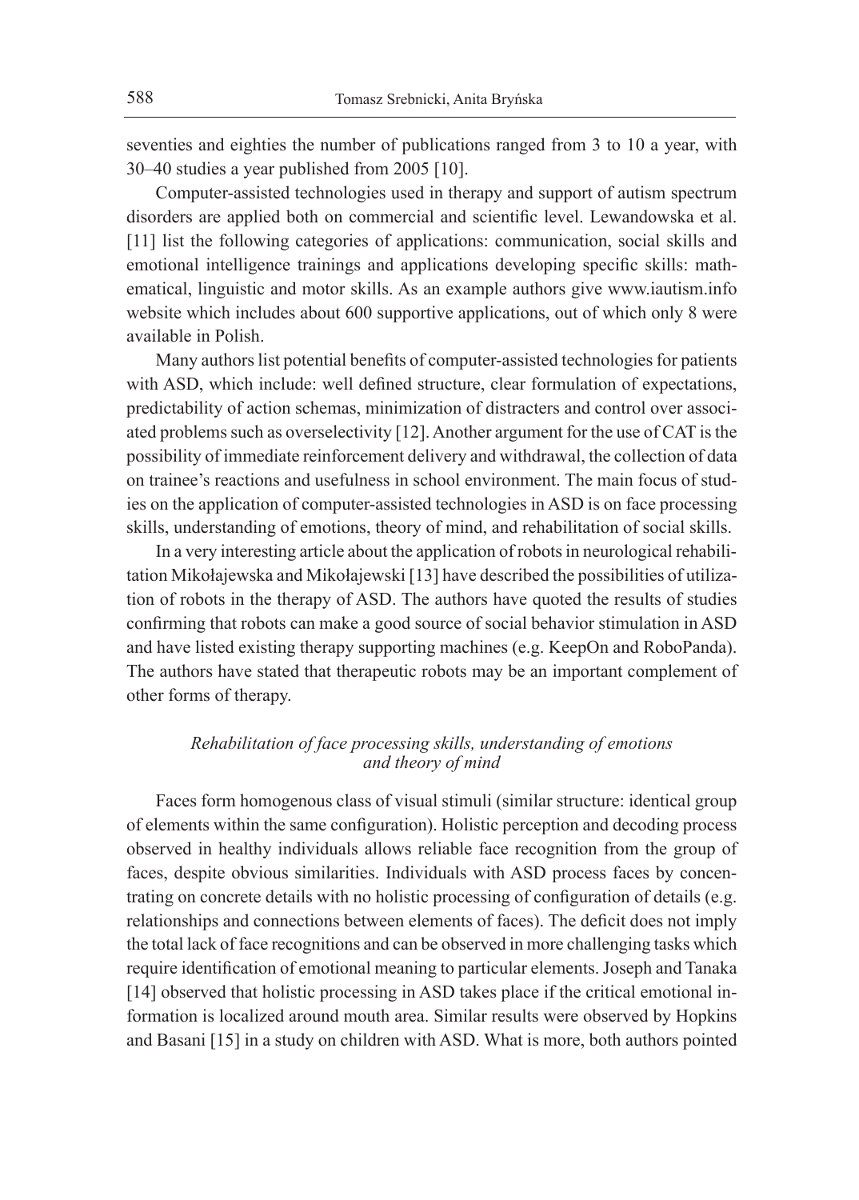seventies and eighties the number of publications ranged from 3 to 10 a year, with 30–40 studies a year published from 2005 [10].

Computer-assisted technologies used in therapy and support of autism spectrum disorders are applied both on commercial and scientific level. Lewandowska et al. [11] list the following categories of applications: communication, social skills and emotional intelligence trainings and applications developing specific skills: mathematical, linguistic and motor skills. As an example authors give www.iautism.info website which includes about 600 supportive applications, out of which only 8 were available in Polish.

Many authors list potential benefits of computer-assisted technologies for patients with ASD, which include: well defined structure, clear formulation of expectations, predictability of action schemas, minimization of distracters and control over associated problems such as overselectivity [12]. Another argument for the use of CAT is the possibility of immediate reinforcement delivery and withdrawal, the collection of data on trainee's reactions and usefulness in school environment. The main focus of studies on the application of computer-assisted technologies in ASD is on face processing skills, understanding of emotions, theory of mind, and rehabilitation of social skills.

In a very interesting article about the application of robots in neurological rehabilitation Mikołajewska and Mikołajewski [13] have described the possibilities of utilization of robots in the therapy of ASD. The authors have quoted the results of studies confirming that robots can make a good source of social behavior stimulation in ASD and have listed existing therapy supporting machines (e.g. KeepOn and RoboPanda). The authors have stated that therapeutic robots may be an important complement of other forms of therapy.

### *Rehabilitation of face processing skills, understanding of emotions and theory of mind*

Faces form homogenous class of visual stimuli (similar structure: identical group of elements within the same configuration). Holistic perception and decoding process observed in healthy individuals allows reliable face recognition from the group of faces, despite obvious similarities. Individuals with ASD process faces by concentrating on concrete details with no holistic processing of configuration of details (e.g. relationships and connections between elements of faces). The deficit does not imply the total lack of face recognitions and can be observed in more challenging tasks which require identification of emotional meaning to particular elements. Joseph and Tanaka [14] observed that holistic processing in ASD takes place if the critical emotional information is localized around mouth area. Similar results were observed by Hopkins and Basani [15] in a study on children with ASD. What is more, both authors pointed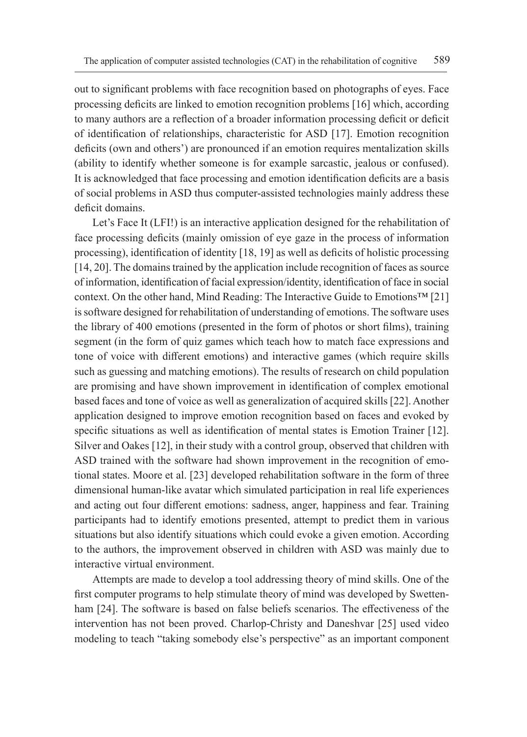out to significant problems with face recognition based on photographs of eyes. Face processing deficits are linked to emotion recognition problems [16] which, according to many authors are a reflection of a broader information processing deficit or deficit of identification of relationships, characteristic for ASD [17]. Emotion recognition deficits (own and others') are pronounced if an emotion requires mentalization skills (ability to identify whether someone is for example sarcastic, jealous or confused). It is acknowledged that face processing and emotion identification deficits are a basis of social problems in ASD thus computer-assisted technologies mainly address these deficit domains.

Let's Face It (LFI!) is an interactive application designed for the rehabilitation of face processing deficits (mainly omission of eye gaze in the process of information processing), identification of identity [18, 19] as well as deficits of holistic processing [14, 20]. The domains trained by the application include recognition of faces as source of information, identification of facial expression/identity, identification of face in social context. On the other hand, Mind Reading: The Interactive Guide to Emotions™ [21] is software designed for rehabilitation of understanding of emotions. The software uses the library of 400 emotions (presented in the form of photos or short films), training segment (in the form of quiz games which teach how to match face expressions and tone of voice with different emotions) and interactive games (which require skills such as guessing and matching emotions). The results of research on child population are promising and have shown improvement in identification of complex emotional based faces and tone of voice as well as generalization of acquired skills [22]. Another application designed to improve emotion recognition based on faces and evoked by specific situations as well as identification of mental states is Emotion Trainer [12]. Silver and Oakes [12], in their study with a control group, observed that children with ASD trained with the software had shown improvement in the recognition of emotional states. Moore et al. [23] developed rehabilitation software in the form of three dimensional human-like avatar which simulated participation in real life experiences and acting out four different emotions: sadness, anger, happiness and fear. Training participants had to identify emotions presented, attempt to predict them in various situations but also identify situations which could evoke a given emotion. According to the authors, the improvement observed in children with ASD was mainly due to interactive virtual environment.

Attempts are made to develop a tool addressing theory of mind skills. One of the first computer programs to help stimulate theory of mind was developed by Swettenham [24]. The software is based on false beliefs scenarios. The effectiveness of the intervention has not been proved. Charlop-Christy and Daneshvar [25] used video modeling to teach "taking somebody else's perspective" as an important component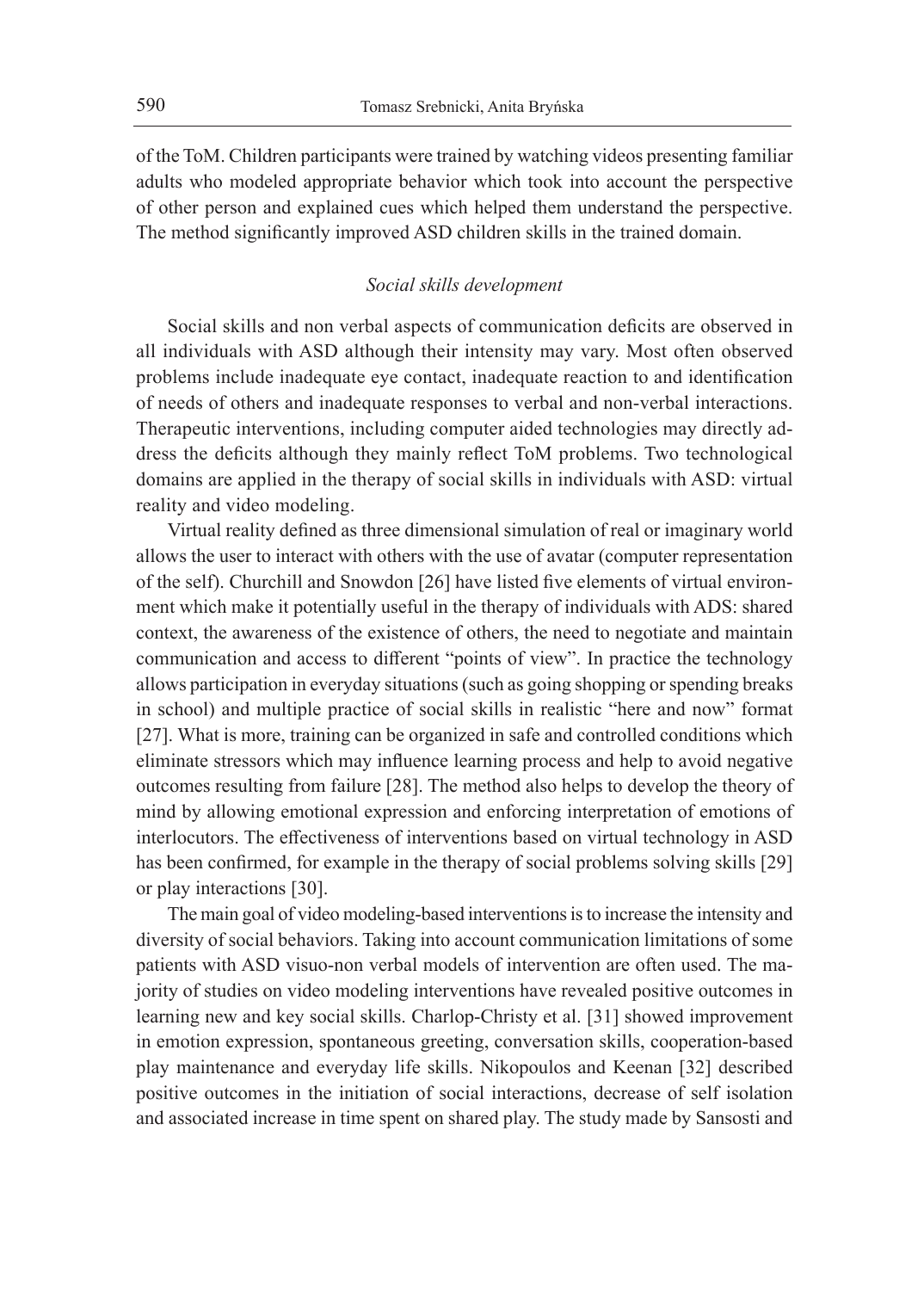of the ToM. Children participants were trained by watching videos presenting familiar adults who modeled appropriate behavior which took into account the perspective of other person and explained cues which helped them understand the perspective. The method significantly improved ASD children skills in the trained domain.

### *Social skills development*

Social skills and non verbal aspects of communication deficits are observed in all individuals with ASD although their intensity may vary. Most often observed problems include inadequate eye contact, inadequate reaction to and identification of needs of others and inadequate responses to verbal and non-verbal interactions. Therapeutic interventions, including computer aided technologies may directly address the deficits although they mainly reflect ToM problems. Two technological domains are applied in the therapy of social skills in individuals with ASD: virtual reality and video modeling.

Virtual reality defined as three dimensional simulation of real or imaginary world allows the user to interact with others with the use of avatar (computer representation of the self). Churchill and Snowdon [26] have listed five elements of virtual environment which make it potentially useful in the therapy of individuals with ADS: shared context, the awareness of the existence of others, the need to negotiate and maintain communication and access to different "points of view". In practice the technology allows participation in everyday situations (such as going shopping or spending breaks in school) and multiple practice of social skills in realistic "here and now" format [27]. What is more, training can be organized in safe and controlled conditions which eliminate stressors which may influence learning process and help to avoid negative outcomes resulting from failure [28]. The method also helps to develop the theory of mind by allowing emotional expression and enforcing interpretation of emotions of interlocutors. The effectiveness of interventions based on virtual technology in ASD has been confirmed, for example in the therapy of social problems solving skills [29] or play interactions [30].

The main goal of video modeling-based interventions is to increase the intensity and diversity of social behaviors. Taking into account communication limitations of some patients with ASD visuo-non verbal models of intervention are often used. The majority of studies on video modeling interventions have revealed positive outcomes in learning new and key social skills. Charlop-Christy et al. [31] showed improvement in emotion expression, spontaneous greeting, conversation skills, cooperation-based play maintenance and everyday life skills. Nikopoulos and Keenan [32] described positive outcomes in the initiation of social interactions, decrease of self isolation and associated increase in time spent on shared play. The study made by Sansosti and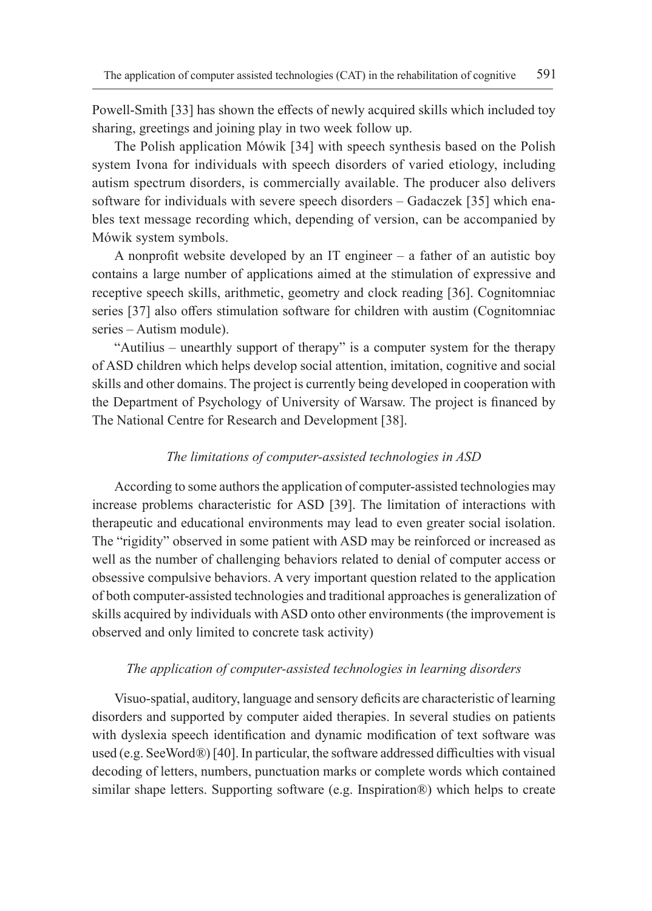Powell-Smith [33] has shown the effects of newly acquired skills which included toy sharing, greetings and joining play in two week follow up.

The Polish application Mówik [34] with speech synthesis based on the Polish system Ivona for individuals with speech disorders of varied etiology, including autism spectrum disorders, is commercially available. The producer also delivers software for individuals with severe speech disorders – Gadaczek [35] which enables text message recording which, depending of version, can be accompanied by Mówik system symbols.

A nonprofit website developed by an IT engineer – a father of an autistic boy contains a large number of applications aimed at the stimulation of expressive and receptive speech skills, arithmetic, geometry and clock reading [36]. Cognitomniac series [37] also offers stimulation software for children with austim (Cognitomniac series – Autism module).

"Autilius – unearthly support of therapy" is a computer system for the therapy of ASD children which helps develop social attention, imitation, cognitive and social skills and other domains. The project is currently being developed in cooperation with the Department of Psychology of University of Warsaw. The project is financed by The National Centre for Research and Development [38].

*The limitations of computer-assisted technologies in ASD*

According to some authors the application of computer-assisted technologies may increase problems characteristic for ASD [39]. The limitation of interactions with therapeutic and educational environments may lead to even greater social isolation. The "rigidity" observed in some patient with ASD may be reinforced or increased as well as the number of challenging behaviors related to denial of computer access or obsessive compulsive behaviors. A very important question related to the application of both computer-assisted technologies and traditional approaches is generalization of skills acquired by individuals with ASD onto other environments (the improvement is observed and only limited to concrete task activity)

*The application of computer-assisted technologies in learning disorders*

Visuo-spatial, auditory, language and sensory deficits are characteristic of learning disorders and supported by computer aided therapies. In several studies on patients with dyslexia speech identification and dynamic modification of text software was used (e.g. SeeWord®) [40]. In particular, the software addressed difficulties with visual decoding of letters, numbers, punctuation marks or complete words which contained similar shape letters. Supporting software (e.g. Inspiration®) which helps to create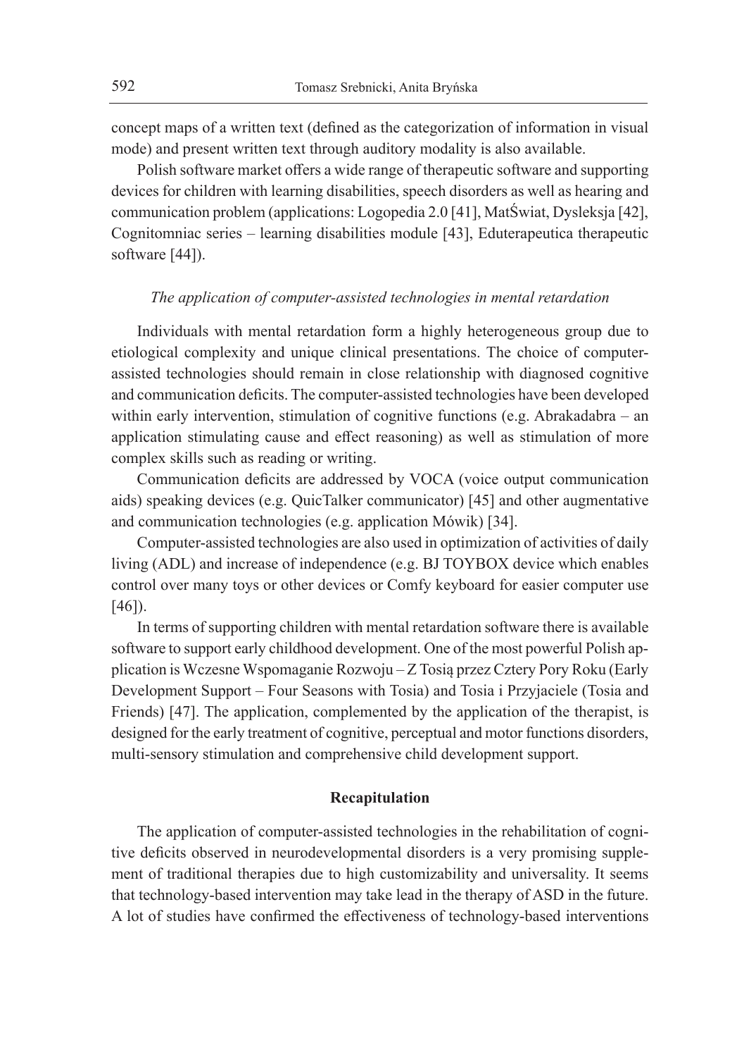concept maps of a written text (defined as the categorization of information in visual mode) and present written text through auditory modality is also available.

Polish software market offers a wide range of therapeutic software and supporting devices for children with learning disabilities, speech disorders as well as hearing and communication problem (applications: Logopedia 2.0 [41], MatŚwiat, Dysleksja [42], Cognitomniac series – learning disabilities module [43], Eduterapeutica therapeutic software [44]).

### *The application of computer-assisted technologies in mental retardation*

Individuals with mental retardation form a highly heterogeneous group due to etiological complexity and unique clinical presentations. The choice of computer-assisted technologies should remain in close relationship with diagnosed cognitive and communication deficits. The computer-assisted technologies have been developed within early intervention, stimulation of cognitive functions (e.g. Abrakadabra – an application stimulating cause and effect reasoning) as well as stimulation of more complex skills such as reading or writing.

Communication deficits are addressed by VOCA (voice output communication aids) speaking devices (e.g. QuicTalker communicator) [45] and other augmentative and communication technologies (e.g. application Mówik) [34].

Computer-assisted technologies are also used in optimization of activities of daily living (ADL) and increase of independence (e.g. BJ TOYBOX device which enables control over many toys or other devices or Comfy keyboard for easier computer use [46]).

In terms of supporting children with mental retardation software there is available software to support early childhood development. One of the most powerful Polish application is Wczesne Wspomaganie Rozwoju – Z Tosią przez Cztery Pory Roku (Early Development Support – Four Seasons with Tosia) and Tosia i Przyjaciele (Tosia and Friends) [47]. The application, complemented by the application of the therapist, is designed for the early treatment of cognitive, perceptual and motor functions disorders, multi-sensory stimulation and comprehensive child development support.

## Recapitulation

The application of computer-assisted technologies in the rehabilitation of cognitive deficits observed in neurodevelopmental disorders is a very promising supplement of traditional therapies due to high customizability and universality. It seems that technology-based intervention may take lead in the therapy of ASD in the future. A lot of studies have confirmed the effectiveness of technology-based interventions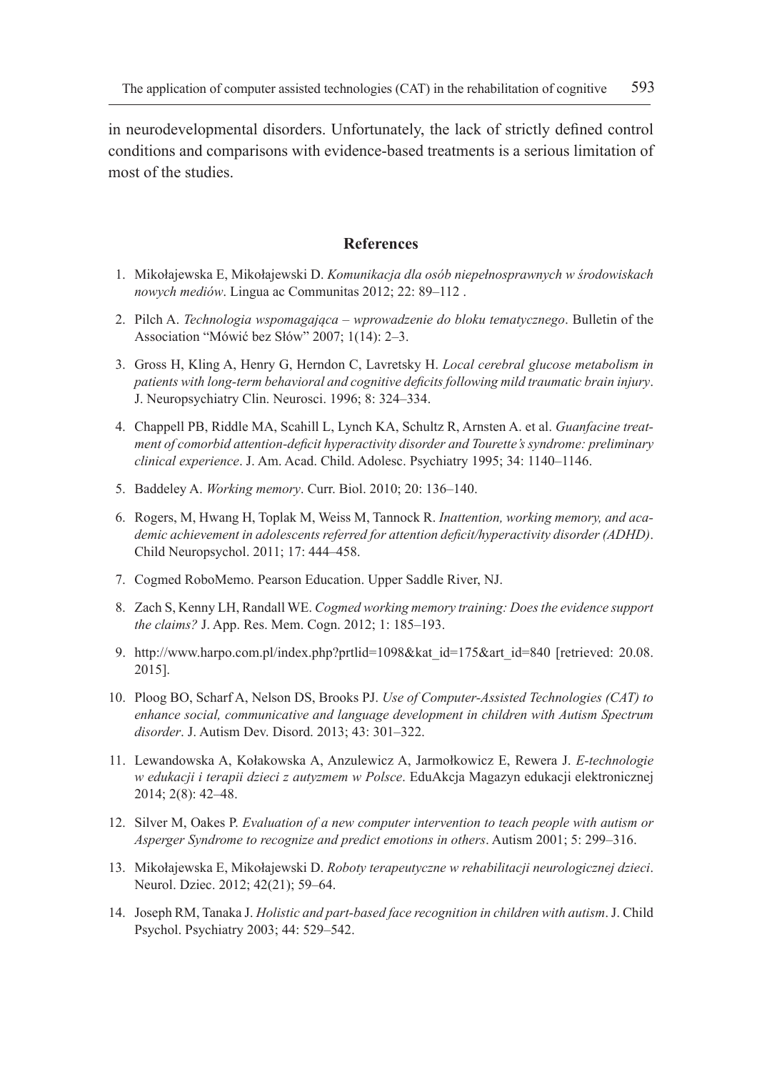in neurodevelopmental disorders. Unfortunately, the lack of strictly defined control conditions and comparisons with evidence-based treatments is a serious limitation of most of the studies.

## References

1. Mikołajewska E, Mikołajewski D. *Komunikacja dla osób niepełnosprawnych w środowiskach nowych mediów*. Lingua ac Communitas 2012; 22: 89–112 .
2. Pilch A. *Technologia wspomagająca – wprowadzenie do bloku tematycznego*. Bulletin of the Association "Mówić bez Słów" 2007; 1(14): 2–3.
3. Gross H, Kling A, Henry G, Herndon C, Lavretsky H. *Local cerebral glucose metabolism in patients with long-term behavioral and cognitive deficits following mild traumatic brain injury*. J. Neuropsychiatry Clin. Neurosci. 1996; 8: 324–334.
4. Chappell PB, Riddle MA, Scahill L, Lynch KA, Schultz R, Arnsten A. et al. *Guanfacine treatment of comorbid attention-deficit hyperactivity disorder and Tourette's syndrome: preliminary clinical experience*. J. Am. Acad. Child. Adolesc. Psychiatry 1995; 34: 1140–1146.
5. Baddeley A. *Working memory*. Curr. Biol. 2010; 20: 136–140.
6. Rogers, M, Hwang H, Toplak M, Weiss M, Tannock R. *Inattention, working memory, and academic achievement in adolescents referred for attention deficit/hyperactivity disorder (ADHD)*. Child Neuropsychol. 2011; 17: 444–458.
7. Cogmed RoboMemo. Pearson Education. Upper Saddle River, NJ.
8. Zach S, Kenny LH, Randall WE. *Cogmed working memory training: Does the evidence support the claims?* J. App. Res. Mem. Cogn. 2012; 1: 185–193.
9. http://www.harpo.com.pl/index.php?prtlid=1098&kat_id=175&art_id=840 [retrieved: 20.08.2015].
10. Ploog BO, Scharf A, Nelson DS, Brooks PJ. *Use of Computer-Assisted Technologies (CAT) to enhance social, communicative and language development in children with Autism Spectrum disorder*. J. Autism Dev. Disord. 2013; 43: 301–322.
11. Lewandowska A, Kołakowska A, Anzulewicz A, Jarmołkowicz E, Rewera J. *E-technologie w edukacji i terapii dzieci z autyzmem w Polsce*. EduAkcja Magazyn edukacji elektronicznej 2014; 2(8): 42–48.
12. Silver M, Oakes P. *Evaluation of a new computer intervention to teach people with autism or Asperger Syndrome to recognize and predict emotions in others*. Autism 2001; 5: 299–316.
13. Mikołajewska E, Mikołajewski D. *Roboty terapeutyczne w rehabilitacji neurologicznej dzieci*. Neurol. Dziec. 2012; 42(21); 59–64.
14. Joseph RM, Tanaka J. *Holistic and part-based face recognition in children with autism*. J. Child Psychol. Psychiatry 2003; 44: 529–542.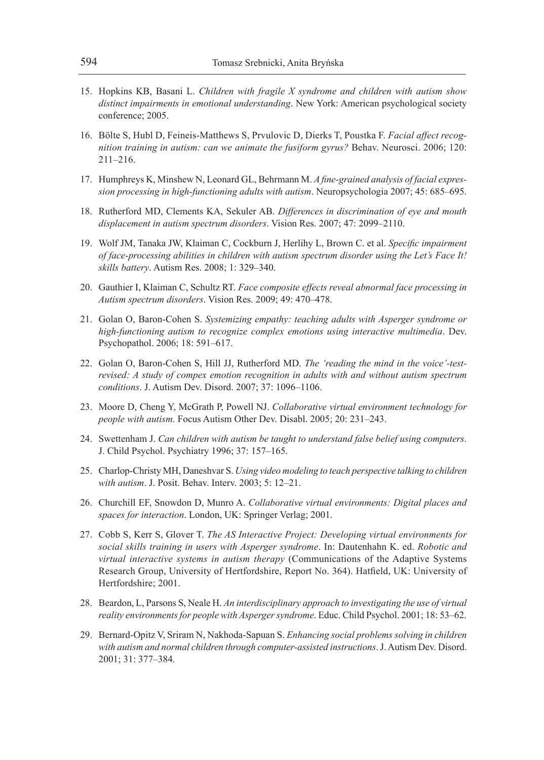15. Hopkins KB, Basani L. *Children with fragile X syndrome and children with autism show distinct impairments in emotional understanding*. New York: American psychological society conference; 2005.

16. Bölte S, Hubl D, Feineis-Matthews S, Prvulovic D, Dierks T, Poustka F. *Facial affect recognition training in autism: can we animate the fusiform gyrus?* Behav. Neurosci. 2006; 120: 211–216.

17. Humphreys K, Minshew N, Leonard GL, Behrmann M. *A fine-grained analysis of facial expression processing in high-functioning adults with autism*. Neuropsychologia 2007; 45: 685–695.

18. Rutherford MD, Clements KA, Sekuler AB. *Differences in discrimination of eye and mouth displacement in autism spectrum disorders*. Vision Res. 2007; 47: 2099–2110.

19. Wolf JM, Tanaka JW, Klaiman C, Cockburn J, Herlihy L, Brown C. et al. *Specific impairment of face-processing abilities in children with autism spectrum disorder using the Let's Face It! skills battery*. Autism Res. 2008; 1: 329–340.

20. Gauthier I, Klaiman C, Schultz RT. *Face composite effects reveal abnormal face processing in Autism spectrum disorders*. Vision Res. 2009; 49: 470–478.

21. Golan O, Baron-Cohen S. *Systemizing empathy: teaching adults with Asperger syndrome or high-functioning autism to recognize complex emotions using interactive multimedia*. Dev. Psychopathol. 2006; 18: 591–617.

22. Golan O, Baron-Cohen S, Hill JJ, Rutherford MD. *The 'reading the mind in the voice'-test-revised: A study of compex emotion recognition in adults with and without autism spectrum conditions*. J. Autism Dev. Disord. 2007; 37: 1096–1106.

23. Moore D, Cheng Y, McGrath P, Powell NJ. *Collaborative virtual environment technology for people with autism*. Focus Autism Other Dev. Disabl. 2005; 20: 231–243.

24. Swettenham J. *Can children with autism be taught to understand false belief using computers*. J. Child Psychol. Psychiatry 1996; 37: 157–165.

25. Charlop-Christy MH, Daneshvar S. *Using video modeling to teach perspective talking to children with autism*. J. Posit. Behav. Interv. 2003; 5: 12–21.

26. Churchill EF, Snowdon D, Munro A. *Collaborative virtual environments: Digital places and spaces for interaction*. London, UK: Springer Verlag; 2001.

27. Cobb S, Kerr S, Glover T. *The AS Interactive Project: Developing virtual environments for social skills training in users with Asperger syndrome*. In: Dautenhahn K. ed. *Robotic and virtual interactive systems in autism therapy* (Communications of the Adaptive Systems Research Group, University of Hertfordshire, Report No. 364). Hatfield, UK: University of Hertfordshire; 2001.

28. Beardon, L, Parsons S, Neale H. *An interdisciplinary approach to investigating the use of virtual reality environments for people with Asperger syndrome*. Educ. Child Psychol. 2001; 18: 53–62.

29. Bernard-Opitz V, Sriram N, Nakhoda-Sapuan S. *Enhancing social problems solving in children with autism and normal children through computer-assisted instructions*. J. Autism Dev. Disord. 2001; 31: 377–384.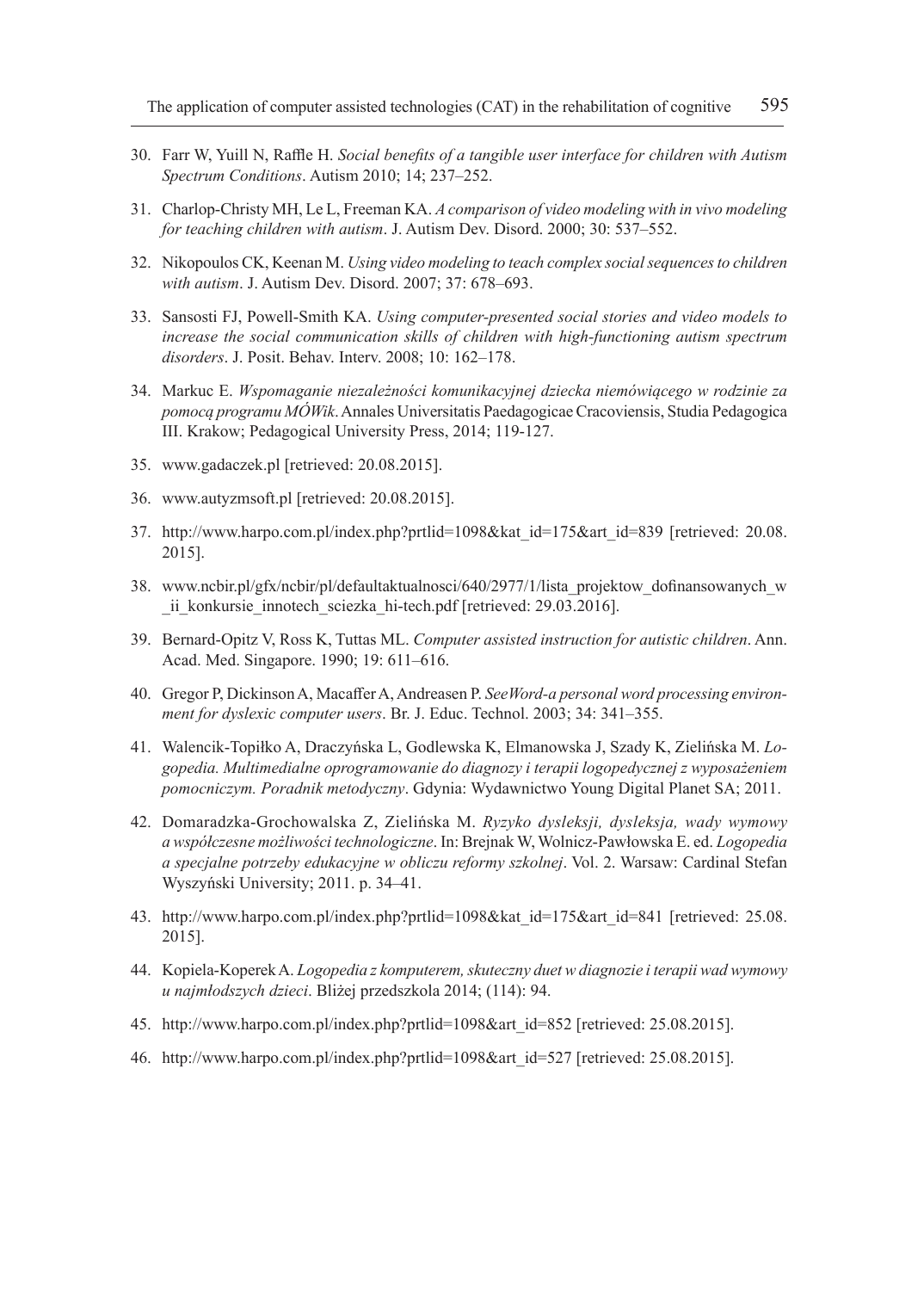30. Farr W, Yuill N, Raffle H. *Social benefits of a tangible user interface for children with Autism Spectrum Conditions*. Autism 2010; 14; 237–252.
31. Charlop-Christy MH, Le L, Freeman KA. *A comparison of video modeling with in vivo modeling for teaching children with autism*. J. Autism Dev. Disord. 2000; 30: 537–552.
32. Nikopoulos CK, Keenan M. *Using video modeling to teach complex social sequences to children with autism*. J. Autism Dev. Disord. 2007; 37: 678–693.
33. Sansosti FJ, Powell-Smith KA. *Using computer-presented social stories and video models to increase the social communication skills of children with high-functioning autism spectrum disorders*. J. Posit. Behav. Interv. 2008; 10: 162–178.
34. Markuc E. *Wspomaganie niezależności komunikacyjnej dziecka niemówiącego w rodzinie za pomocą programu MÓWik*. Annales Universitatis Paedagogicae Cracoviensis, Studia Pedagogica III. Krakow; Pedagogical University Press, 2014; 119-127.
35. www.gadaczek.pl [retrieved: 20.08.2015].
36. www.autyzmsoft.pl [retrieved: 20.08.2015].
37. http://www.harpo.com.pl/index.php?prtlid=1098&kat_id=175&art_id=839 [retrieved: 20.08.2015].
38. www.ncbir.pl/gfx/ncbir/pl/defaultaktualnosci/640/2977/1/lista_projektow_dofinansowanych_w_ii_konkursie_innotech_sciezka_hi-tech.pdf [retrieved: 29.03.2016].
39. Bernard-Opitz V, Ross K, Tuttas ML. *Computer assisted instruction for autistic children*. Ann. Acad. Med. Singapore. 1990; 19: 611–616.
40. Gregor P, Dickinson A, Macaffer A, Andreasen P. *SeeWord-a personal word processing environment for dyslexic computer users*. Br. J. Educ. Technol. 2003; 34: 341–355.
41. Walencik-Topiłko A, Draczyńska L, Godlewska K, Elmanowska J, Szady K, Zielińska M. *Logopedia. Multimedialne oprogramowanie do diagnozy i terapii logopedycznej z wyposażeniem pomocniczym. Poradnik metodyczny*. Gdynia: Wydawnictwo Young Digital Planet SA; 2011.
42. Domaradzka-Grochowalska Z, Zielińska M. *Ryzyko dysleksji, dysleksja, wady wymowy a współczesne możliwości technologiczne*. In: Brejnak W, Wolnicz-Pawłowska E. ed. *Logopedia a specjalne potrzeby edukacyjne w obliczu reformy szkolnej*. Vol. 2. Warsaw: Cardinal Stefan Wyszyński University; 2011. p. 34–41.
43. http://www.harpo.com.pl/index.php?prtlid=1098&kat_id=175&art_id=841 [retrieved: 25.08.2015].
44. Kopiela-Koperek A. *Logopedia z komputerem, skuteczny duet w diagnozie i terapii wad wymowy u najmłodszych dzieci*. Bliżej przedszkola 2014; (114): 94.
45. http://www.harpo.com.pl/index.php?prtlid=1098&art_id=852 [retrieved: 25.08.2015].
46. http://www.harpo.com.pl/index.php?prtlid=1098&art_id=527 [retrieved: 25.08.2015].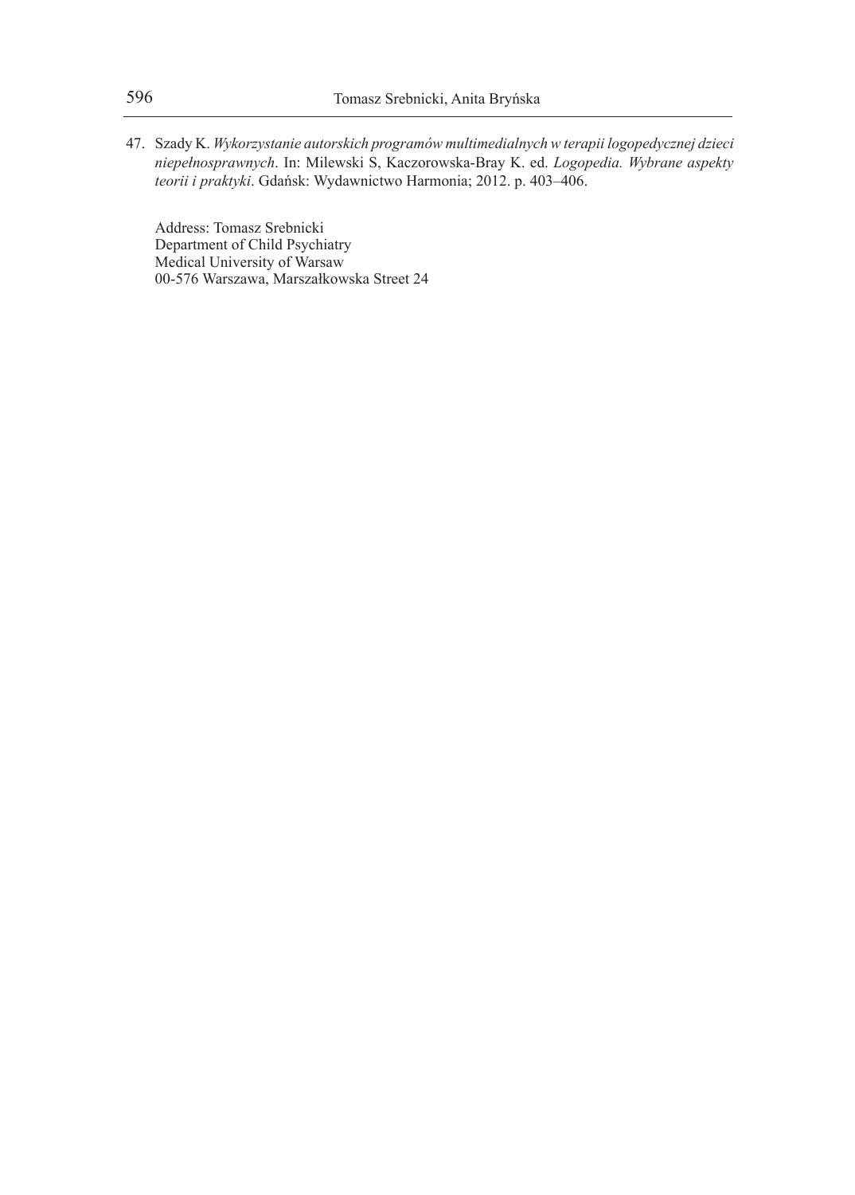47. Szady K. *Wykorzystanie autorskich programów multimedialnych w terapii logopedycznej dzieci niepełnosprawnych*. In: Milewski S, Kaczorowska-Bray K. ed. *Logopedia. Wybrane aspekty teorii i praktyki*. Gdańsk: Wydawnictwo Harmonia; 2012. p. 403–406.

Address: Tomasz Srebnicki
Department of Child Psychiatry
Medical University of Warsaw
00-576 Warszawa, Marszałkowska Street 24